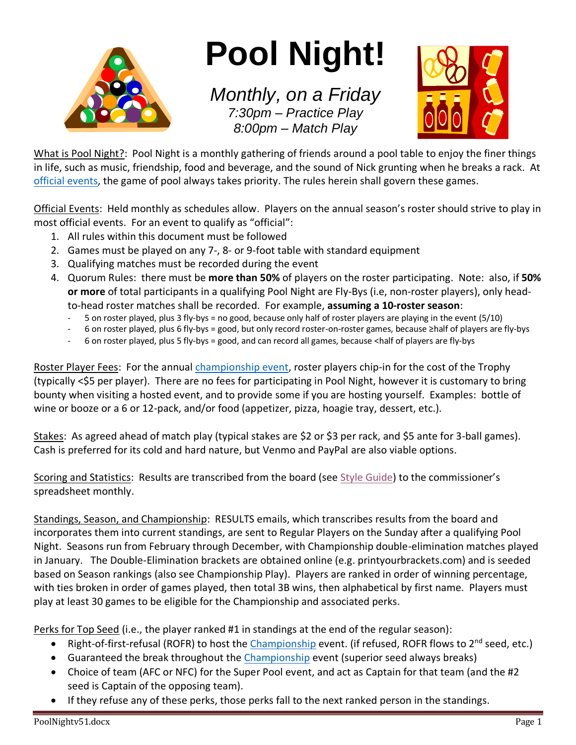# Pool Night!

*Monthly, on a Friday*
*7:30pm – Practice Play*
*8:00pm – Match Play*

What is Pool Night?: Pool Night is a monthly gathering of friends around a pool table to enjoy the finer things in life, such as music, friendship, food and beverage, and the sound of Nick grunting when he breaks a rack. At official events, the game of pool always takes priority. The rules herein shall govern these games.

Official Events: Held monthly as schedules allow. Players on the annual season's roster should strive to play in most official events. For an event to qualify as "official":

1. All rules within this document must be followed
2. Games must be played on any 7-, 8- or 9-foot table with standard equipment
3. Qualifying matches must be recorded during the event
4. Quorum Rules: there must be **more than 50%** of players on the roster participating. Note: also, if **50% or more** of total participants in a qualifying Pool Night are Fly-Bys (i.e, non-roster players), only head-to-head roster matches shall be recorded. For example, **assuming a 10-roster season**:
   - 5 on roster played, plus 3 fly-bys = no good, because only half of roster players are playing in the event (5/10)
   - 6 on roster played, plus 6 fly-bys = good, but only record roster-on-roster games, because ≥half of players are fly-bys
   - 6 on roster played, plus 5 fly-bys = good, and can record all games, because <half of players are fly-bys

Roster Player Fees: For the annual championship event, roster players chip-in for the cost of the Trophy (typically <$5 per player). There are no fees for participating in Pool Night, however it is customary to bring bounty when visiting a hosted event, and to provide some if you are hosting yourself. Examples: bottle of wine or booze or a 6 or 12-pack, and/or food (appetizer, pizza, hoagie tray, dessert, etc.).

Stakes: As agreed ahead of match play (typical stakes are $2 or $3 per rack, and $5 ante for 3-ball games). Cash is preferred for its cold and hard nature, but Venmo and PayPal are also viable options.

Scoring and Statistics: Results are transcribed from the board (see Style Guide) to the commissioner's spreadsheet monthly.

Standings, Season, and Championship: RESULTS emails, which transcribes results from the board and incorporates them into current standings, are sent to Regular Players on the Sunday after a qualifying Pool Night. Seasons run from February through December, with Championship double-elimination matches played in January. The Double-Elimination brackets are obtained online (e.g. printyourbrackets.com) and is seeded based on Season rankings (also see Championship Play). Players are ranked in order of winning percentage, with ties broken in order of games played, then total 3B wins, then alphabetical by first name. Players must play at least 30 games to be eligible for the Championship and associated perks.

Perks for Top Seed (i.e., the player ranked #1 in standings at the end of the regular season):

- Right-of-first-refusal (ROFR) to host the Championship event. (if refused, ROFR flows to 2nd seed, etc.)
- Guaranteed the break throughout the Championship event (superior seed always breaks)
- Choice of team (AFC or NFC) for the Super Pool event, and act as Captain for that team (and the #2 seed is Captain of the opposing team).
- If they refuse any of these perks, those perks fall to the next ranked person in the standings.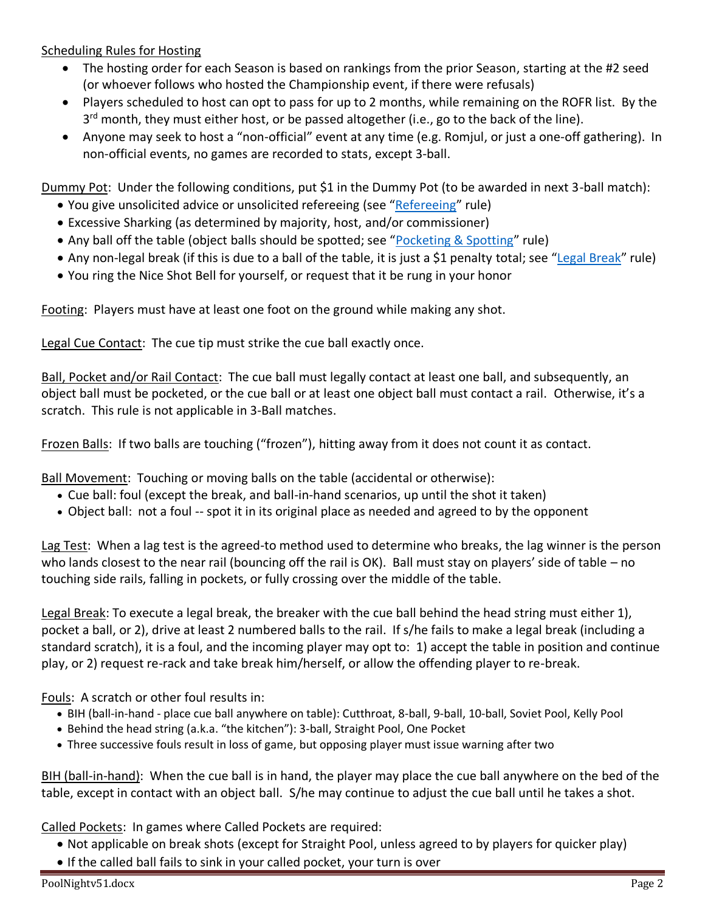Scheduling Rules for Hosting

- The hosting order for each Season is based on rankings from the prior Season, starting at the #2 seed (or whoever follows who hosted the Championship event, if there were refusals)
- Players scheduled to host can opt to pass for up to 2 months, while remaining on the ROFR list. By the 3rd month, they must either host, or be passed altogether (i.e., go to the back of the line).
- Anyone may seek to host a "non-official" event at any time (e.g. Romjul, or just a one-off gathering). In non-official events, no games are recorded to stats, except 3-ball.

Dummy Pot: Under the following conditions, put $1 in the Dummy Pot (to be awarded in next 3-ball match):

- You give unsolicited advice or unsolicited refereeing (see "Refereeing" rule)
- Excessive Sharking (as determined by majority, host, and/or commissioner)
- Any ball off the table (object balls should be spotted; see "Pocketing & Spotting" rule)
- Any non-legal break (if this is due to a ball of the table, it is just a $1 penalty total; see "Legal Break" rule)
- You ring the Nice Shot Bell for yourself, or request that it be rung in your honor

Footing: Players must have at least one foot on the ground while making any shot.

Legal Cue Contact: The cue tip must strike the cue ball exactly once.

Ball, Pocket and/or Rail Contact: The cue ball must legally contact at least one ball, and subsequently, an object ball must be pocketed, or the cue ball or at least one object ball must contact a rail. Otherwise, it's a scratch. This rule is not applicable in 3-Ball matches.

Frozen Balls: If two balls are touching ("frozen"), hitting away from it does not count it as contact.

Ball Movement: Touching or moving balls on the table (accidental or otherwise):

- Cue ball: foul (except the break, and ball-in-hand scenarios, up until the shot it taken)
- Object ball: not a foul -- spot it in its original place as needed and agreed to by the opponent

Lag Test: When a lag test is the agreed-to method used to determine who breaks, the lag winner is the person who lands closest to the near rail (bouncing off the rail is OK). Ball must stay on players' side of table – no touching side rails, falling in pockets, or fully crossing over the middle of the table.

Legal Break: To execute a legal break, the breaker with the cue ball behind the head string must either 1), pocket a ball, or 2), drive at least 2 numbered balls to the rail. If s/he fails to make a legal break (including a standard scratch), it is a foul, and the incoming player may opt to: 1) accept the table in position and continue play, or 2) request re-rack and take break him/herself, or allow the offending player to re-break.

Fouls: A scratch or other foul results in:

- BIH (ball-in-hand - place cue ball anywhere on table): Cutthroat, 8-ball, 9-ball, 10-ball, Soviet Pool, Kelly Pool
- Behind the head string (a.k.a. "the kitchen"): 3-ball, Straight Pool, One Pocket
- Three successive fouls result in loss of game, but opposing player must issue warning after two

BIH (ball-in-hand): When the cue ball is in hand, the player may place the cue ball anywhere on the bed of the table, except in contact with an object ball. S/he may continue to adjust the cue ball until he takes a shot.

Called Pockets: In games where Called Pockets are required:

- Not applicable on break shots (except for Straight Pool, unless agreed to by players for quicker play)
- If the called ball fails to sink in your called pocket, your turn is over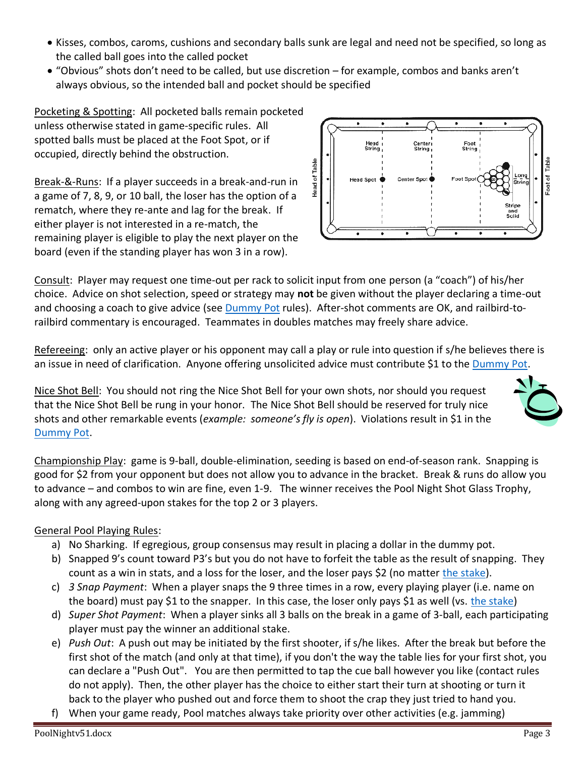- Kisses, combos, caroms, cushions and secondary balls sunk are legal and need not be specified, so long as the called ball goes into the called pocket
- "Obvious" shots don't need to be called, but use discretion – for example, combos and banks aren't always obvious, so the intended ball and pocket should be specified

Pocketing & Spotting: All pocketed balls remain pocketed unless otherwise stated in game-specific rules. All spotted balls must be placed at the Foot Spot, or if occupied, directly behind the obstruction.

Break-&-Runs: If a player succeeds in a break-and-run in a game of 7, 8, 9, or 10 ball, the loser has the option of a rematch, where they re-ante and lag for the break. If either player is not interested in a re-match, the remaining player is eligible to play the next player on the board (even if the standing player has won 3 in a row).

Consult: Player may request one time-out per rack to solicit input from one person (a "coach") of his/her choice. Advice on shot selection, speed or strategy may **not** be given without the player declaring a time-out and choosing a coach to give advice (see Dummy Pot rules). After-shot comments are OK, and railbird-to-railbird commentary is encouraged. Teammates in doubles matches may freely share advice.

Refereeing: only an active player or his opponent may call a play or rule into question if s/he believes there is an issue in need of clarification. Anyone offering unsolicited advice must contribute $1 to the Dummy Pot.

Nice Shot Bell: You should not ring the Nice Shot Bell for your own shots, nor should you request that the Nice Shot Bell be rung in your honor. The Nice Shot Bell should be reserved for truly nice shots and other remarkable events (*example: someone's fly is open*). Violations result in $1 in the Dummy Pot.

Championship Play: game is 9-ball, double-elimination, seeding is based on end-of-season rank. Snapping is good for $2 from your opponent but does not allow you to advance in the bracket. Break & runs do allow you to advance – and combos to win are fine, even 1-9. The winner receives the Pool Night Shot Glass Trophy, along with any agreed-upon stakes for the top 2 or 3 players.

General Pool Playing Rules:

a) No Sharking. If egregious, group consensus may result in placing a dollar in the dummy pot.
b) Snapped 9's count toward P3's but you do not have to forfeit the table as the result of snapping. They count as a win in stats, and a loss for the loser, and the loser pays $2 (no matter the stake).
c) *3 Snap Payment*: When a player snaps the 9 three times in a row, every playing player (i.e. name on the board) must pay $1 to the snapper. In this case, the loser only pays $1 as well (vs. the stake)
d) *Super Shot Payment*: When a player sinks all 3 balls on the break in a game of 3-ball, each participating player must pay the winner an additional stake.
e) *Push Out*: A push out may be initiated by the first shooter, if s/he likes. After the break but before the first shot of the match (and only at that time), if you don't the way the table lies for your first shot, you can declare a "Push Out". You are then permitted to tap the cue ball however you like (contact rules do not apply). Then, the other player has the choice to either start their turn at shooting or turn it back to the player who pushed out and force them to shoot the crap they just tried to hand you.
f) When your game ready, Pool matches always take priority over other activities (e.g. jamming)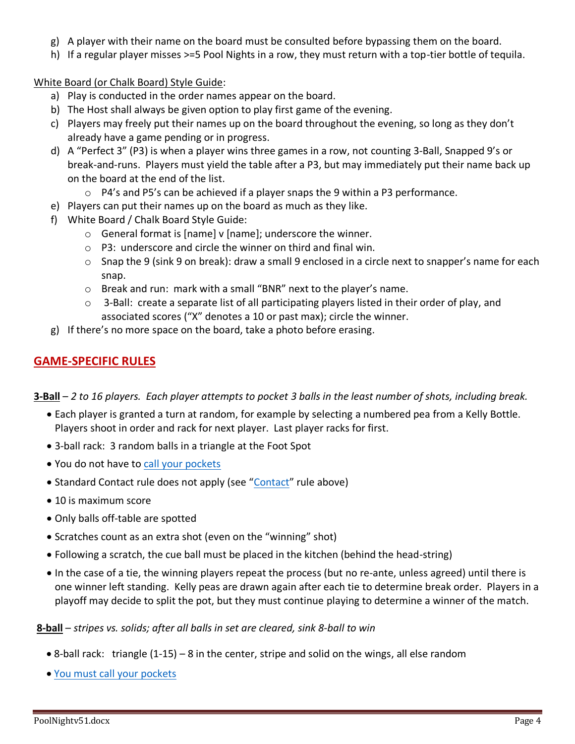g) A player with their name on the board must be consulted before bypassing them on the board.
h) If a regular player misses >=5 Pool Nights in a row, they must return with a top-tier bottle of tequila.

White Board (or Chalk Board) Style Guide:

a) Play is conducted in the order names appear on the board.
b) The Host shall always be given option to play first game of the evening.
c) Players may freely put their names up on the board throughout the evening, so long as they don't already have a game pending or in progress.
d) A "Perfect 3" (P3) is when a player wins three games in a row, not counting 3-Ball, Snapped 9's or break-and-runs. Players must yield the table after a P3, but may immediately put their name back up on the board at the end of the list.
    - P4's and P5's can be achieved if a player snaps the 9 within a P3 performance.
e) Players can put their names up on the board as much as they like.
f) White Board / Chalk Board Style Guide:
    - General format is [name] v [name]; underscore the winner.
    - P3: underscore and circle the winner on third and final win.
    - Snap the 9 (sink 9 on break): draw a small 9 enclosed in a circle next to snapper's name for each snap.
    - Break and run: mark with a small "BNR" next to the player's name.
    - 3-Ball: create a separate list of all participating players listed in their order of play, and associated scores ("X" denotes a 10 or past max); circle the winner.
g) If there's no more space on the board, take a photo before erasing.

## GAME-SPECIFIC RULES

**3-Ball** – *2 to 16 players. Each player attempts to pocket 3 balls in the least number of shots, including break.*

- Each player is granted a turn at random, for example by selecting a numbered pea from a Kelly Bottle. Players shoot in order and rack for next player. Last player racks for first.
- 3-ball rack: 3 random balls in a triangle at the Foot Spot
- You do not have to call your pockets
- Standard Contact rule does not apply (see "Contact" rule above)
- 10 is maximum score
- Only balls off-table are spotted
- Scratches count as an extra shot (even on the "winning" shot)
- Following a scratch, the cue ball must be placed in the kitchen (behind the head-string)
- In the case of a tie, the winning players repeat the process (but no re-ante, unless agreed) until there is one winner left standing. Kelly peas are drawn again after each tie to determine break order. Players in a playoff may decide to split the pot, but they must continue playing to determine a winner of the match.

**8-ball** – *stripes vs. solids; after all balls in set are cleared, sink 8-ball to win*

- 8-ball rack: triangle (1-15) – 8 in the center, stripe and solid on the wings, all else random
- You must call your pockets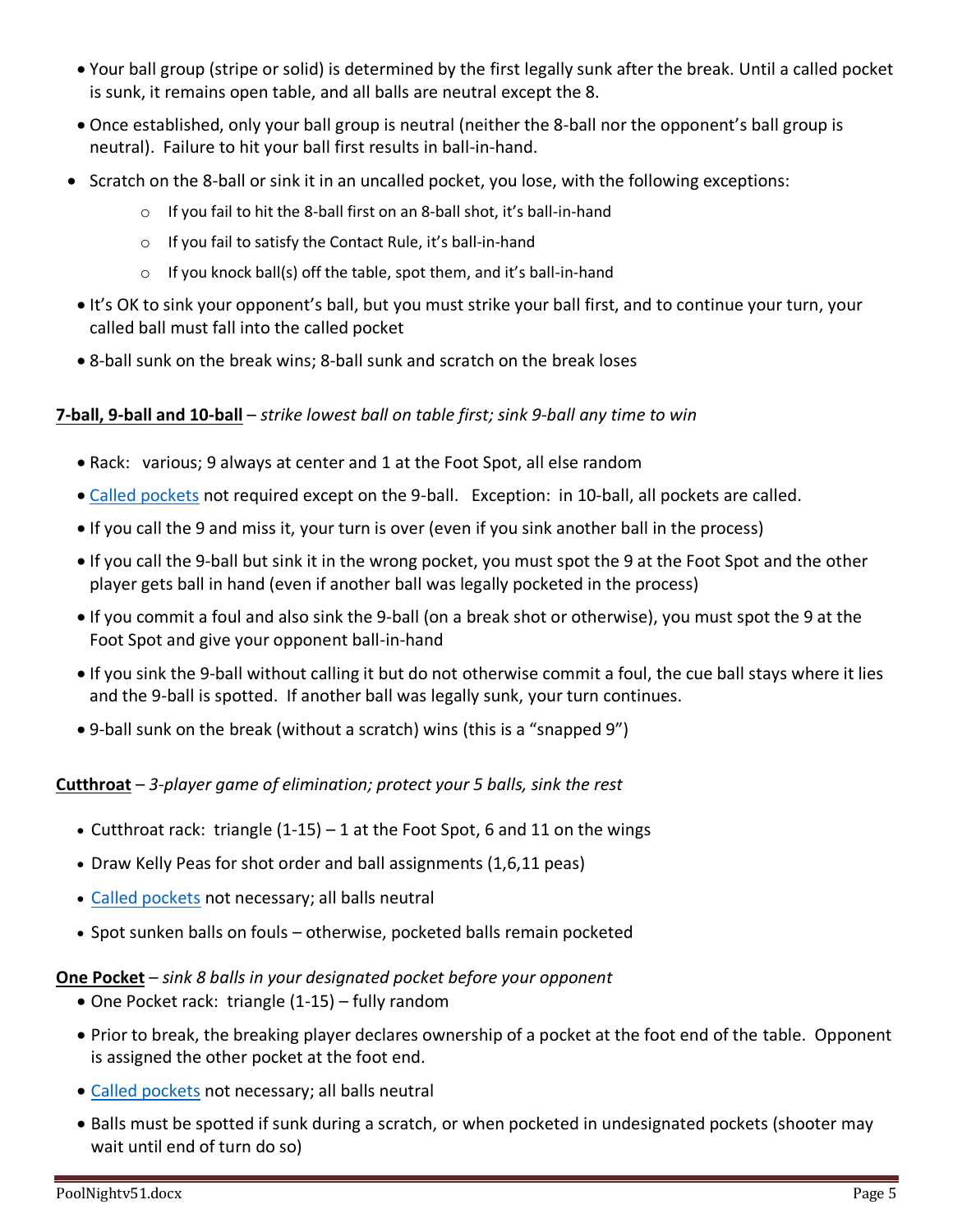- Your ball group (stripe or solid) is determined by the first legally sunk after the break. Until a called pocket is sunk, it remains open table, and all balls are neutral except the 8.
- Once established, only your ball group is neutral (neither the 8-ball nor the opponent's ball group is neutral). Failure to hit your ball first results in ball-in-hand.
- Scratch on the 8-ball or sink it in an uncalled pocket, you lose, with the following exceptions:
  - If you fail to hit the 8-ball first on an 8-ball shot, it's ball-in-hand
  - If you fail to satisfy the Contact Rule, it's ball-in-hand
  - If you knock ball(s) off the table, spot them, and it's ball-in-hand
- It's OK to sink your opponent's ball, but you must strike your ball first, and to continue your turn, your called ball must fall into the called pocket
- 8-ball sunk on the break wins; 8-ball sunk and scratch on the break loses

**7-ball, 9-ball and 10-ball** – *strike lowest ball on table first; sink 9-ball any time to win*

- Rack: various; 9 always at center and 1 at the Foot Spot, all else random
- Called pockets not required except on the 9-ball. Exception: in 10-ball, all pockets are called.
- If you call the 9 and miss it, your turn is over (even if you sink another ball in the process)
- If you call the 9-ball but sink it in the wrong pocket, you must spot the 9 at the Foot Spot and the other player gets ball in hand (even if another ball was legally pocketed in the process)
- If you commit a foul and also sink the 9-ball (on a break shot or otherwise), you must spot the 9 at the Foot Spot and give your opponent ball-in-hand
- If you sink the 9-ball without calling it but do not otherwise commit a foul, the cue ball stays where it lies and the 9-ball is spotted. If another ball was legally sunk, your turn continues.
- 9-ball sunk on the break (without a scratch) wins (this is a "snapped 9")

**Cutthroat** – *3-player game of elimination; protect your 5 balls, sink the rest*

- Cutthroat rack: triangle (1-15) – 1 at the Foot Spot, 6 and 11 on the wings
- Draw Kelly Peas for shot order and ball assignments (1,6,11 peas)
- Called pockets not necessary; all balls neutral
- Spot sunken balls on fouls – otherwise, pocketed balls remain pocketed

**One Pocket** – *sink 8 balls in your designated pocket before your opponent*

- One Pocket rack: triangle (1-15) – fully random
- Prior to break, the breaking player declares ownership of a pocket at the foot end of the table. Opponent is assigned the other pocket at the foot end.
- Called pockets not necessary; all balls neutral
- Balls must be spotted if sunk during a scratch, or when pocketed in undesignated pockets (shooter may wait until end of turn do so)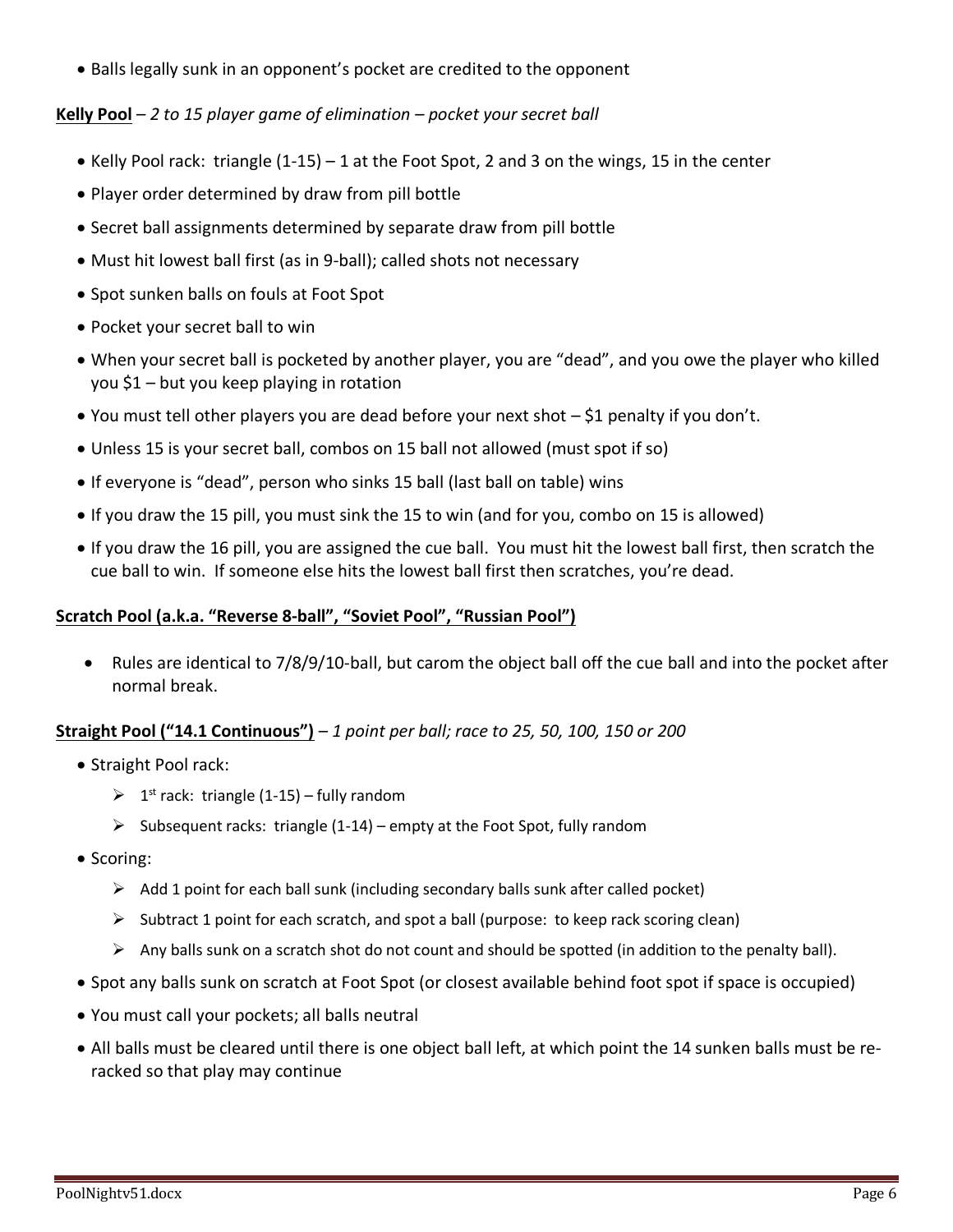- Balls legally sunk in an opponent's pocket are credited to the opponent

**Kelly Pool** – *2 to 15 player game of elimination – pocket your secret ball*

- Kelly Pool rack: triangle (1-15) – 1 at the Foot Spot, 2 and 3 on the wings, 15 in the center
- Player order determined by draw from pill bottle
- Secret ball assignments determined by separate draw from pill bottle
- Must hit lowest ball first (as in 9-ball); called shots not necessary
- Spot sunken balls on fouls at Foot Spot
- Pocket your secret ball to win
- When your secret ball is pocketed by another player, you are "dead", and you owe the player who killed you $1 – but you keep playing in rotation
- You must tell other players you are dead before your next shot – $1 penalty if you don't.
- Unless 15 is your secret ball, combos on 15 ball not allowed (must spot if so)
- If everyone is "dead", person who sinks 15 ball (last ball on table) wins
- If you draw the 15 pill, you must sink the 15 to win (and for you, combo on 15 is allowed)
- If you draw the 16 pill, you are assigned the cue ball. You must hit the lowest ball first, then scratch the cue ball to win. If someone else hits the lowest ball first then scratches, you're dead.

**Scratch Pool (a.k.a. "Reverse 8-ball", "Soviet Pool", "Russian Pool")**

- Rules are identical to 7/8/9/10-ball, but carom the object ball off the cue ball and into the pocket after normal break.

**Straight Pool ("14.1 Continuous")** – *1 point per ball; race to 25, 50, 100, 150 or 200*

- Straight Pool rack:
  - 1st rack: triangle (1-15) – fully random
  - Subsequent racks: triangle (1-14) – empty at the Foot Spot, fully random
- Scoring:
  - Add 1 point for each ball sunk (including secondary balls sunk after called pocket)
  - Subtract 1 point for each scratch, and spot a ball (purpose: to keep rack scoring clean)
  - Any balls sunk on a scratch shot do not count and should be spotted (in addition to the penalty ball).
- Spot any balls sunk on scratch at Foot Spot (or closest available behind foot spot if space is occupied)
- You must call your pockets; all balls neutral
- All balls must be cleared until there is one object ball left, at which point the 14 sunken balls must be re-racked so that play may continue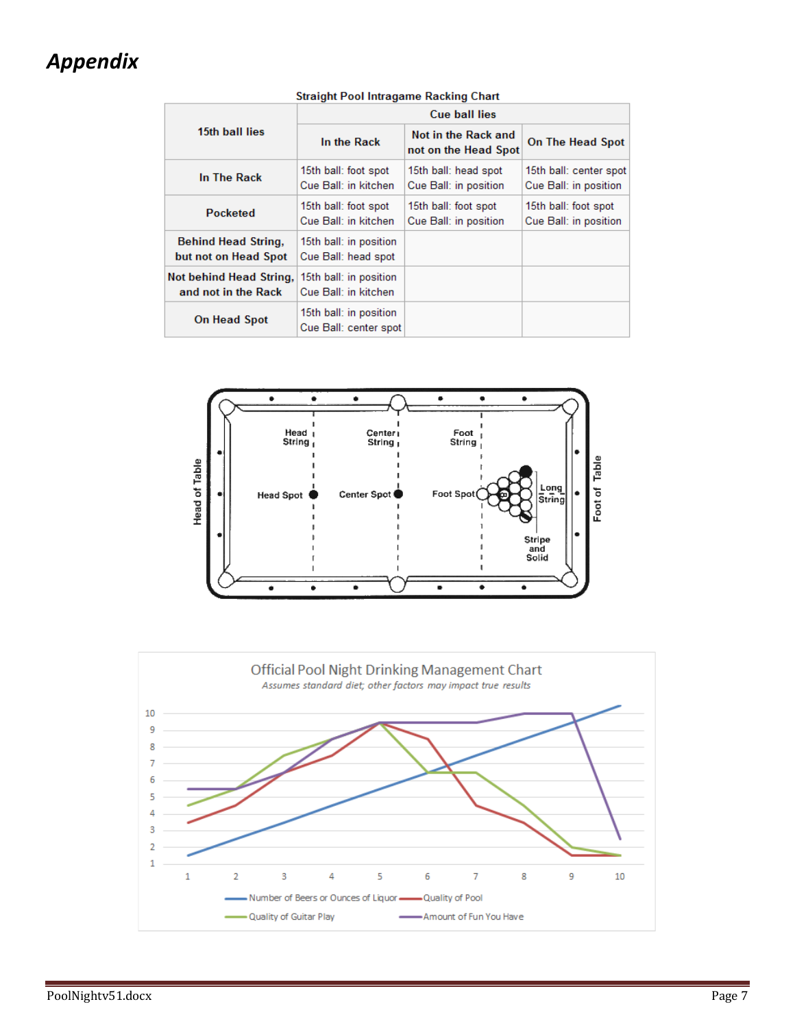# *Appendix*

**Straight Pool Intragame Racking Chart**

| 15th ball lies | Cue ball lies | | |
|---|---|---|---|
| | In the Rack | Not in the Rack and not on the Head Spot | On The Head Spot |
| In The Rack | 15th ball: foot spot<br>Cue Ball: in kitchen | 15th ball: head spot<br>Cue Ball: in position | 15th ball: center spot<br>Cue Ball: in position |
| Pocketed | 15th ball: foot spot<br>Cue Ball: in kitchen | 15th ball: foot spot<br>Cue Ball: in position | 15th ball: foot spot<br>Cue Ball: in position |
| Behind Head String, but not on Head Spot | 15th ball: in position<br>Cue Ball: head spot | | |
| Not behind Head String, and not in the Rack | 15th ball: in position<br>Cue Ball: in kitchen | | |
| On Head Spot | 15th ball: in position<br>Cue Ball: center spot | | |

Head of Table
Head String
Center String
Foot String
Head Spot
Center Spot
Foot Spot
Long String
Stripe and Solid
Foot of Table

Official Pool Night Drinking Management Chart
*Assumes standard diet; other factors may impact true results*

10
9
8
7
6
5
4
3
2
1

1 2 3 4 5 6 7 8 9 10

Number of Beers or Ounces of Liquor
Quality of Pool
Quality of Guitar Play
Amount of Fun You Have